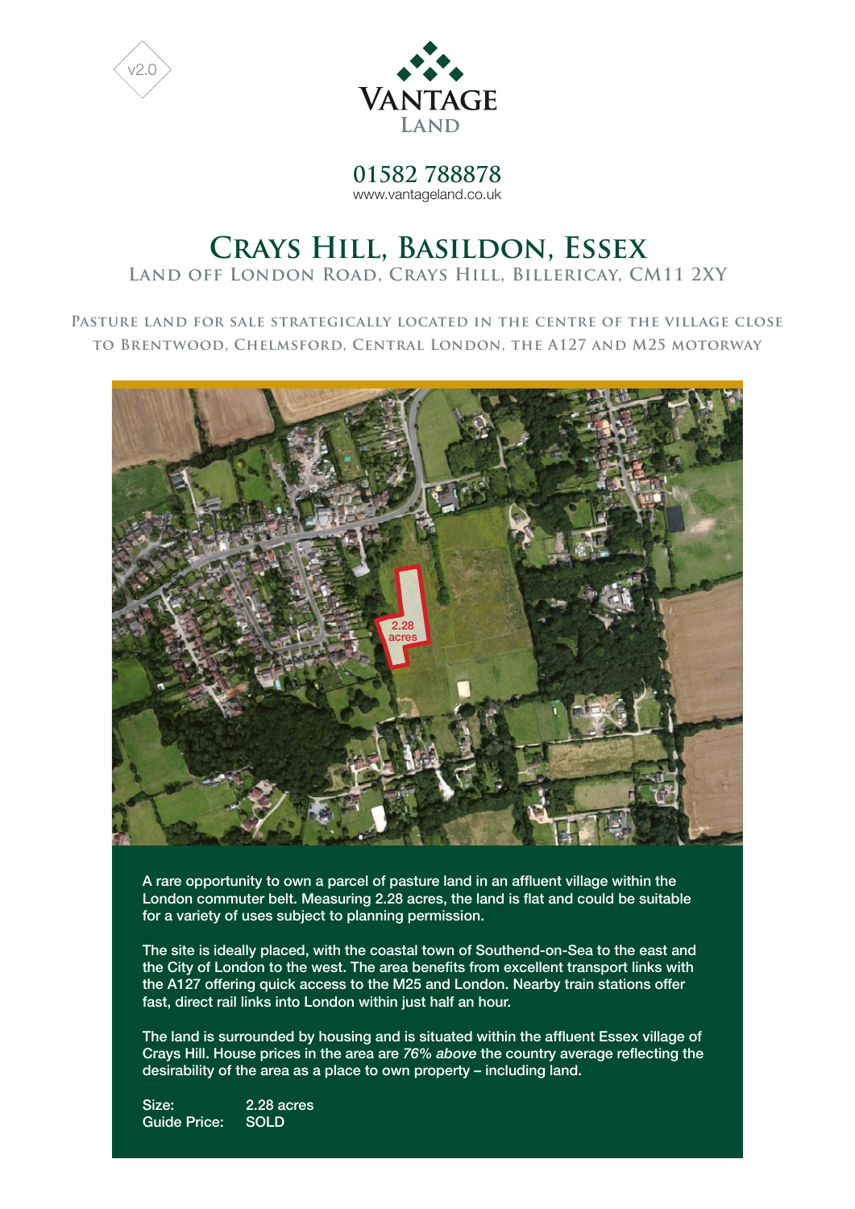v2.0

VANTAGE LAND

**01582 788878**
www.vantageland.co.uk

# Crays Hill, Basildon, Essex

## Land off London Road, Crays Hill, Billericay, CM11 2XY

**Pasture land for sale strategically located in the centre of the village close to Brentwood, Chelmsford, Central London, the A127 and M25 motorway**

2.28 acres

A rare opportunity to own a parcel of pasture land in an affluent village within the London commuter belt. Measuring 2.28 acres, the land is flat and could be suitable for a variety of uses subject to planning permission.

The site is ideally placed, with the coastal town of Southend-on-Sea to the east and the City of London to the west. The area benefits from excellent transport links with the A127 offering quick access to the M25 and London. Nearby train stations offer fast, direct rail links into London within just half an hour.

The land is surrounded by housing and is situated within the affluent Essex village of Crays Hill. House prices in the area are *76% above* the country average reflecting the desirability of the area as a place to own property – including land.

Size: 2.28 acres
Guide Price: SOLD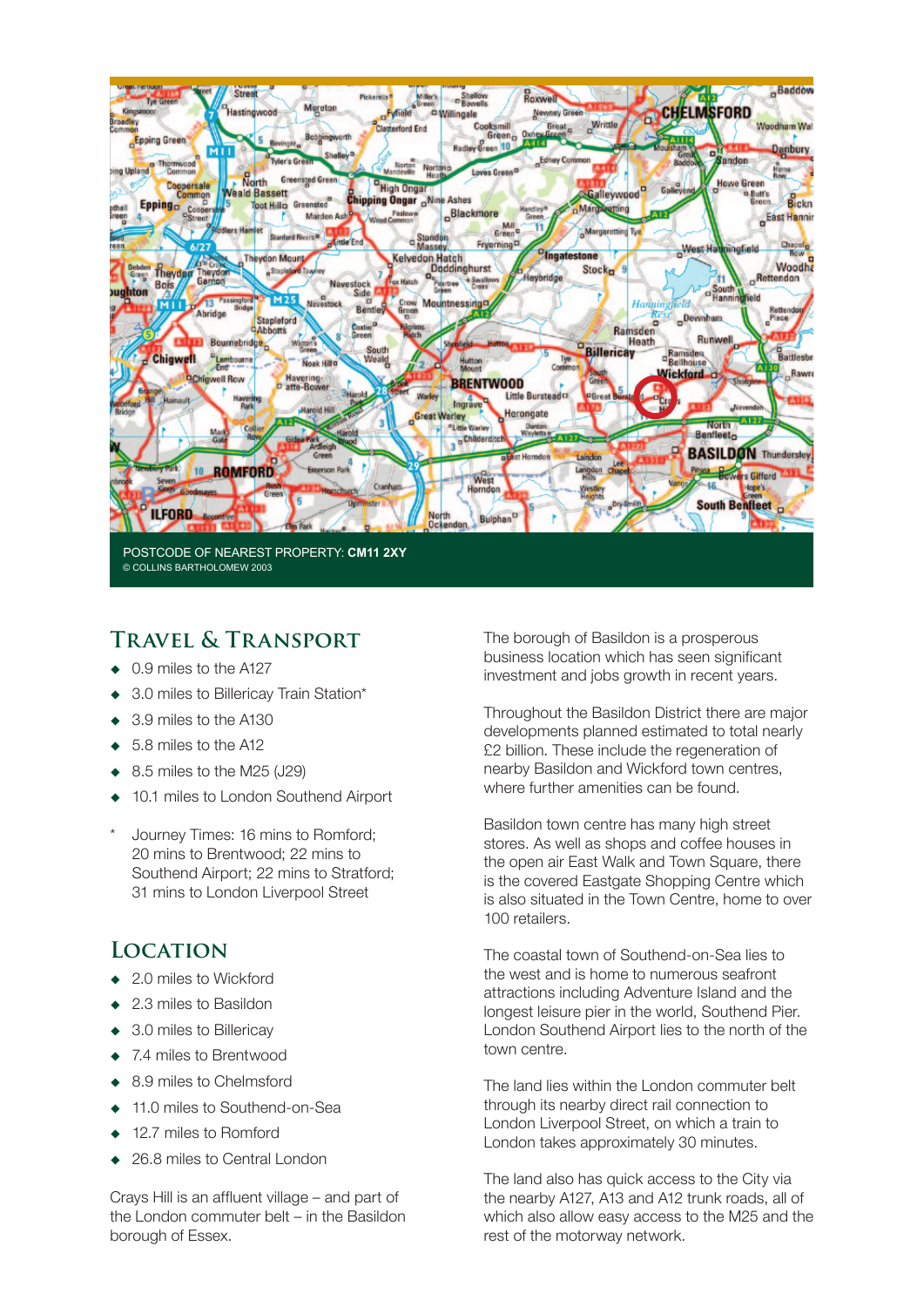POSTCODE OF NEAREST PROPERTY: **CM11 2XY**
© COLLINS BARTHOLOMEW 2003

## Travel & Transport

- 0.9 miles to the A127
- 3.0 miles to Billericay Train Station*
- 3.9 miles to the A130
- 5.8 miles to the A12
- 8.5 miles to the M25 (J29)
- 10.1 miles to London Southend Airport

\* Journey Times: 16 mins to Romford; 20 mins to Brentwood; 22 mins to Southend Airport; 22 mins to Stratford; 31 mins to London Liverpool Street

## Location

- 2.0 miles to Wickford
- 2.3 miles to Basildon
- 3.0 miles to Billericay
- 7.4 miles to Brentwood
- 8.9 miles to Chelmsford
- 11.0 miles to Southend-on-Sea
- 12.7 miles to Romford
- 26.8 miles to Central London

Crays Hill is an affluent village – and part of the London commuter belt – in the Basildon borough of Essex.

The borough of Basildon is a prosperous business location which has seen significant investment and jobs growth in recent years.

Throughout the Basildon District there are major developments planned estimated to total nearly £2 billion. These include the regeneration of nearby Basildon and Wickford town centres, where further amenities can be found.

Basildon town centre has many high street stores. As well as shops and coffee houses in the open air East Walk and Town Square, there is the covered Eastgate Shopping Centre which is also situated in the Town Centre, home to over 100 retailers.

The coastal town of Southend-on-Sea lies to the west and is home to numerous seafront attractions including Adventure Island and the longest leisure pier in the world, Southend Pier. London Southend Airport lies to the north of the town centre.

The land lies within the London commuter belt through its nearby direct rail connection to London Liverpool Street, on which a train to London takes approximately 30 minutes.

The land also has quick access to the City via the nearby A127, A13 and A12 trunk roads, all of which also allow easy access to the M25 and the rest of the motorway network.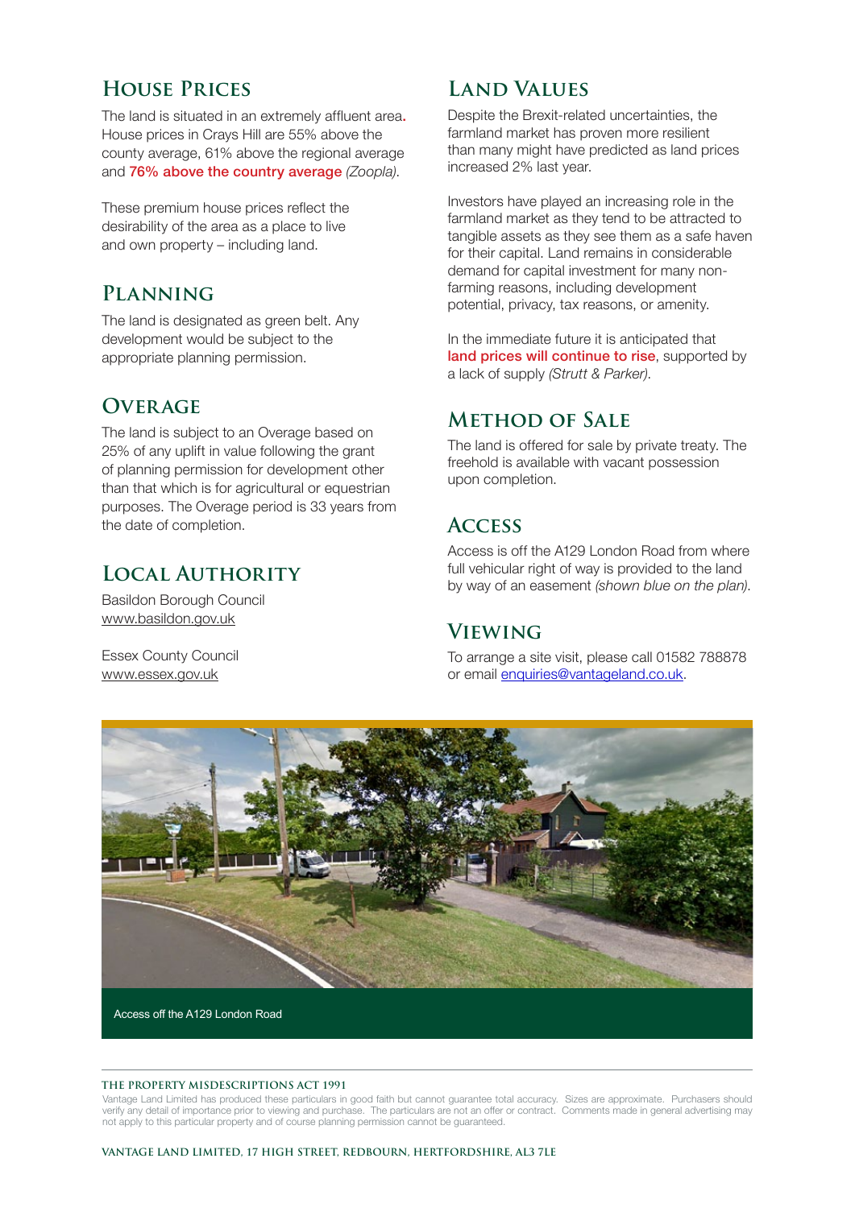## House Prices

The land is situated in an extremely affluent area. House prices in Crays Hill are 55% above the county average, 61% above the regional average and **76% above the country average** *(Zoopla)*.

These premium house prices reflect the desirability of the area as a place to live and own property – including land.

## Planning

The land is designated as green belt. Any development would be subject to the appropriate planning permission.

## Overage

The land is subject to an Overage based on 25% of any uplift in value following the grant of planning permission for development other than that which is for agricultural or equestrian purposes. The Overage period is 33 years from the date of completion.

## Local Authority

Basildon Borough Council
www.basildon.gov.uk

Essex County Council
www.essex.gov.uk

## Land Values

Despite the Brexit-related uncertainties, the farmland market has proven more resilient than many might have predicted as land prices increased 2% last year.

Investors have played an increasing role in the farmland market as they tend to be attracted to tangible assets as they see them as a safe haven for their capital. Land remains in considerable demand for capital investment for many non-farming reasons, including development potential, privacy, tax reasons, or amenity.

In the immediate future it is anticipated that **land prices will continue to rise**, supported by a lack of supply *(Strutt & Parker)*.

## Method of Sale

The land is offered for sale by private treaty. The freehold is available with vacant possession upon completion.

## Access

Access is off the A129 London Road from where full vehicular right of way is provided to the land by way of an easement *(shown blue on the plan)*.

## Viewing

To arrange a site visit, please call 01582 788878 or email enquiries@vantageland.co.uk.

Access off the A129 London Road

**THE PROPERTY MISDESCRIPTIONS ACT 1991**

Vantage Land Limited has produced these particulars in good faith but cannot guarantee total accuracy. Sizes are approximate. Purchasers should verify any detail of importance prior to viewing and purchase. The particulars are not an offer or contract. Comments made in general advertising may not apply to this particular property and of course planning permission cannot be guaranteed.

**VANTAGE LAND LIMITED, 17 HIGH STREET, REDBOURN, HERTFORDSHIRE, AL3 7LE**